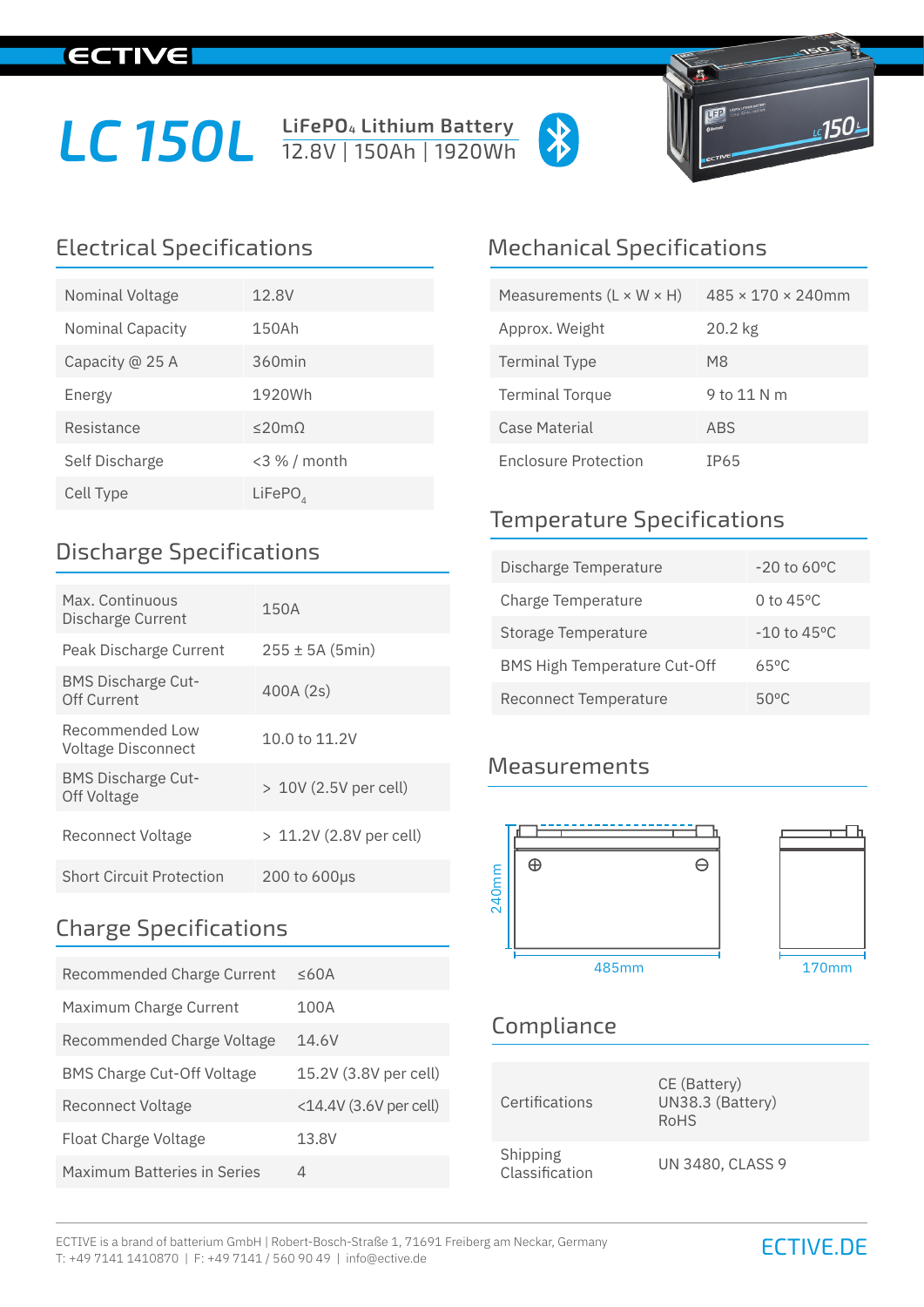ECTIVE

# LC 150L

**LiFePO$_4$ Lithium Battery**
12.8V | 150Ah | 1920Wh

## Electrical Specifications

| | |
|---|---|
| Nominal Voltage | 12.8V |
| Nominal Capacity | 150Ah |
| Capacity @ 25 A | 360min |
| Energy | 1920Wh |
| Resistance | ≤20mΩ |
| Self Discharge | <3 % / month |
| Cell Type | LiFePO$_4$ |

## Discharge Specifications

| | |
|---|---|
| Max. Continuous Discharge Current | 150A |
| Peak Discharge Current | 255 ± 5A (5min) |
| BMS Discharge Cut-Off Current | 400A (2s) |
| Recommended Low Voltage Disconnect | 10.0 to 11.2V |
| BMS Discharge Cut-Off Voltage | > 10V (2.5V per cell) |
| Reconnect Voltage | > 11.2V (2.8V per cell) |
| Short Circuit Protection | 200 to 600µs |

## Charge Specifications

| | |
|---|---|
| Recommended Charge Current | ≤60A |
| Maximum Charge Current | 100A |
| Recommended Charge Voltage | 14.6V |
| BMS Charge Cut-Off Voltage | 15.2V (3.8V per cell) |
| Reconnect Voltage | <14.4V (3.6V per cell) |
| Float Charge Voltage | 13.8V |
| Maximum Batteries in Series | 4 |

## Mechanical Specifications

| | |
|---|---|
| Measurements (L × W × H) | 485 × 170 × 240mm |
| Approx. Weight | 20.2 kg |
| Terminal Type | M8 |
| Terminal Torque | 9 to 11 N m |
| Case Material | ABS |
| Enclosure Protection | IP65 |

## Temperature Specifications

| | |
|---|---|
| Discharge Temperature | -20 to 60°C |
| Charge Temperature | 0 to 45°C |
| Storage Temperature | -10 to 45°C |
| BMS High Temperature Cut-Off | 65°C |
| Reconnect Temperature | 50°C |

## Measurements

240mm

485mm

170mm

## Compliance

| | |
|---|---|
| Certifications | CE (Battery)<br>UN38.3 (Battery)<br>RoHS |
| Shipping Classification | UN 3480, CLASS 9 |

ECTIVE is a brand of batterium GmbH | Robert-Bosch-Straße 1, 71691 Freiberg am Neckar, Germany
T: +49 7141 1410870 | F: +49 7141 / 560 90 49 | info@ective.de

ECTIVE.DE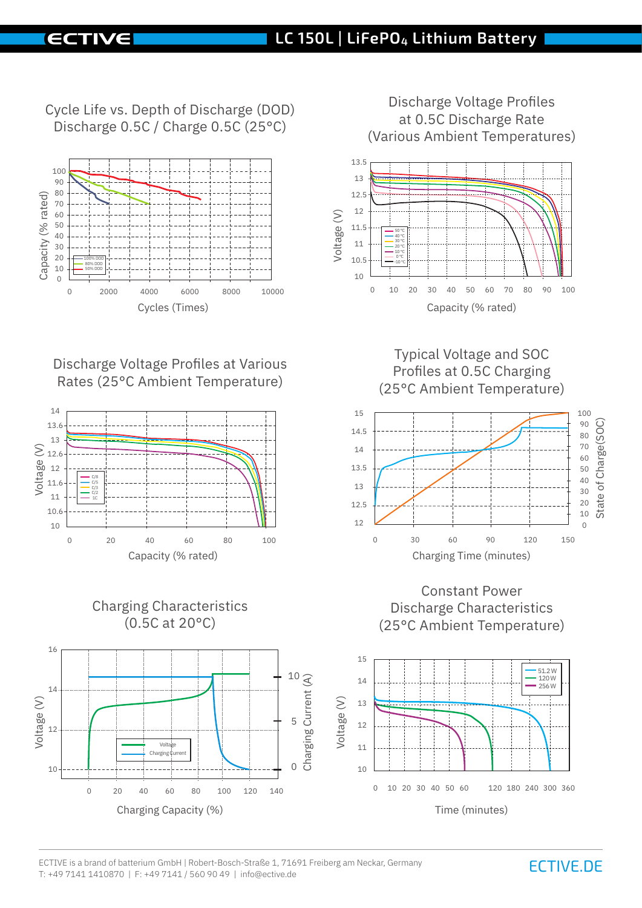# ECTIVE — LC 150L | $LiFePO_4$ Lithium Battery

## Cycle Life vs. Depth of Discharge (DOD) Discharge 0.5C / Charge 0.5C (25°C)

Capacity (% rated)
100
90
80
70
60
50
40
30
20
10
0

0
2000
4000
6000
8000
10000
Cycles (Times)

100% DOD
80% DOD
50% DOD

## Discharge Voltage Profiles at 0.5C Discharge Rate (Various Ambient Temperatures)

Voltage (V)
13.5
13
12.5
12
11.5
11
10.5
10

0
10
20
30
40
50
60
70
80
90
100
Capacity (% rated)

50°C
40°C
30°C
20°C
10°C
0°C
-10°C

## Discharge Voltage Profiles at Various Rates (25°C Ambient Temperature)

Voltage (V)
14
13.6
13
12.6
12
11.6
11
10.6
10

0
20
40
60
80
100
Capacity (% rated)

C/8
C/5
C/3
C/2
1C

## Typical Voltage and SOC Profiles at 0.5C Charging (25°C Ambient Temperature)

15
14.5
14
13.5
13
12.5
12

0
30
60
90
120
150
Charging Time (minutes)

State of Charge(SOC)
100
90
80
70
60
50
40
30
20
10
0

## Charging Characteristics (0.5C at 20°C)

Voltage (V)
16
14
12
10

0
20
40
60
80
100
120
140
Charging Capacity (%)

Charging Current (A)
10
5
0

Voltage
Charging Current

## Constant Power Discharge Characteristics (25°C Ambient Temperature)

Voltage (V)
15
14
13
12
11
10

0
10
20
30
40
50
60
120
180
240
300
360
Time (minutes)

51.2 W
120 W
256 W

---

ECTIVE is a brand of batterium GmbH | Robert-Bosch-Straße 1, 71691 Freiberg am Neckar, Germany
T: +49 7141 1410870 | F: +49 7141 / 560 90 49 | info@ective.de

ECTIVE.DE